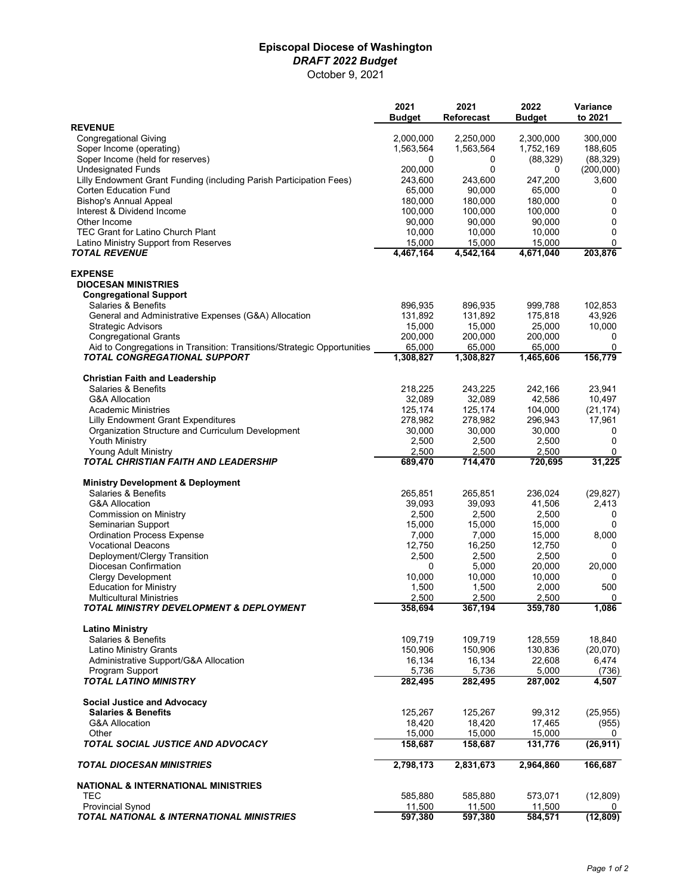# Episcopal Diocese of Washington

## *DRAFT 2022 Budget*

October 9, 2021

| | 2021 Budget | 2021 Reforecast | 2022 Budget | Variance to 2021 |
|---|---|---|---|---|
| **REVENUE** | | | | |
| Congregational Giving | 2,000,000 | 2,250,000 | 2,300,000 | 300,000 |
| Soper Income (operating) | 1,563,564 | 1,563,564 | 1,752,169 | 188,605 |
| Soper Income (held for reserves) | 0 | 0 | (88,329) | (88,329) |
| Undesignated Funds | 200,000 | 0 | 0 | (200,000) |
| Lilly Endowment Grant Funding (including Parish Participation Fees) | 243,600 | 243,600 | 247,200 | 3,600 |
| Corten Education Fund | 65,000 | 90,000 | 65,000 | 0 |
| Bishop's Annual Appeal | 180,000 | 180,000 | 180,000 | 0 |
| Interest & Dividend Income | 100,000 | 100,000 | 100,000 | 0 |
| Other Income | 90,000 | 90,000 | 90,000 | 0 |
| TEC Grant for Latino Church Plant | 10,000 | 10,000 | 10,000 | 0 |
| Latino Ministry Support from Reserves | 15,000 | 15,000 | 15,000 | 0 |
| ***TOTAL REVENUE*** | **4,467,164** | **4,542,164** | **4,671,040** | **203,876** |
| | | | | |
| **EXPENSE** | | | | |
| **DIOCESAN MINISTRIES** | | | | |
| **Congregational Support** | | | | |
| Salaries & Benefits | 896,935 | 896,935 | 999,788 | 102,853 |
| General and Administrative Expenses (G&A) Allocation | 131,892 | 131,892 | 175,818 | 43,926 |
| Strategic Advisors | 15,000 | 15,000 | 25,000 | 10,000 |
| Congregational Grants | 200,000 | 200,000 | 200,000 | 0 |
| Aid to Congregations in Transition: Transitions/Strategic Opportunities | 65,000 | 65,000 | 65,000 | 0 |
| ***TOTAL CONGREGATIONAL SUPPORT*** | **1,308,827** | **1,308,827** | **1,465,606** | **156,779** |
| | | | | |
| **Christian Faith and Leadership** | | | | |
| Salaries & Benefits | 218,225 | 243,225 | 242,166 | 23,941 |
| G&A Allocation | 32,089 | 32,089 | 42,586 | 10,497 |
| Academic Ministries | 125,174 | 125,174 | 104,000 | (21,174) |
| Lilly Endowment Grant Expenditures | 278,982 | 278,982 | 296,943 | 17,961 |
| Organization Structure and Curriculum Development | 30,000 | 30,000 | 30,000 | 0 |
| Youth Ministry | 2,500 | 2,500 | 2,500 | 0 |
| Young Adult Ministry | 2,500 | 2,500 | 2,500 | 0 |
| ***TOTAL CHRISTIAN FAITH AND LEADERSHIP*** | **689,470** | **714,470** | **720,695** | **31,225** |
| | | | | |
| **Ministry Development & Deployment** | | | | |
| Salaries & Benefits | 265,851 | 265,851 | 236,024 | (29,827) |
| G&A Allocation | 39,093 | 39,093 | 41,506 | 2,413 |
| Commission on Ministry | 2,500 | 2,500 | 2,500 | 0 |
| Seminarian Support | 15,000 | 15,000 | 15,000 | 0 |
| Ordination Process Expense | 7,000 | 7,000 | 15,000 | 8,000 |
| Vocational Deacons | 12,750 | 16,250 | 12,750 | 0 |
| Deployment/Clergy Transition | 2,500 | 2,500 | 2,500 | 0 |
| Diocesan Confirmation | 0 | 5,000 | 20,000 | 20,000 |
| Clergy Development | 10,000 | 10,000 | 10,000 | 0 |
| Education for Ministry | 1,500 | 1,500 | 2,000 | 500 |
| Multicultural Ministries | 2,500 | 2,500 | 2,500 | 0 |
| ***TOTAL MINISTRY DEVELOPMENT & DEPLOYMENT*** | **358,694** | **367,194** | **359,780** | **1,086** |
| | | | | |
| **Latino Ministry** | | | | |
| Salaries & Benefits | 109,719 | 109,719 | 128,559 | 18,840 |
| Latino Ministry Grants | 150,906 | 150,906 | 130,836 | (20,070) |
| Administrative Support/G&A Allocation | 16,134 | 16,134 | 22,608 | 6,474 |
| Program Support | 5,736 | 5,736 | 5,000 | (736) |
| ***TOTAL LATINO MINISTRY*** | **282,495** | **282,495** | **287,002** | **4,507** |
| | | | | |
| **Social Justice and Advocacy** | | | | |
| **Salaries & Benefits** | 125,267 | 125,267 | 99,312 | (25,955) |
| G&A Allocation | 18,420 | 18,420 | 17,465 | (955) |
| Other | 15,000 | 15,000 | 15,000 | 0 |
| ***TOTAL SOCIAL JUSTICE AND ADVOCACY*** | **158,687** | **158,687** | **131,776** | **(26,911)** |
| | | | | |
| ***TOTAL DIOCESAN MINISTRIES*** | **2,798,173** | **2,831,673** | **2,964,860** | **166,687** |
| | | | | |
| **NATIONAL & INTERNATIONAL MINISTRIES** | | | | |
| TEC | 585,880 | 585,880 | 573,071 | (12,809) |
| Provincial Synod | 11,500 | 11,500 | 11,500 | 0 |
| ***TOTAL NATIONAL & INTERNATIONAL MINISTRIES*** | **597,380** | **597,380** | **584,571** | **(12,809)** |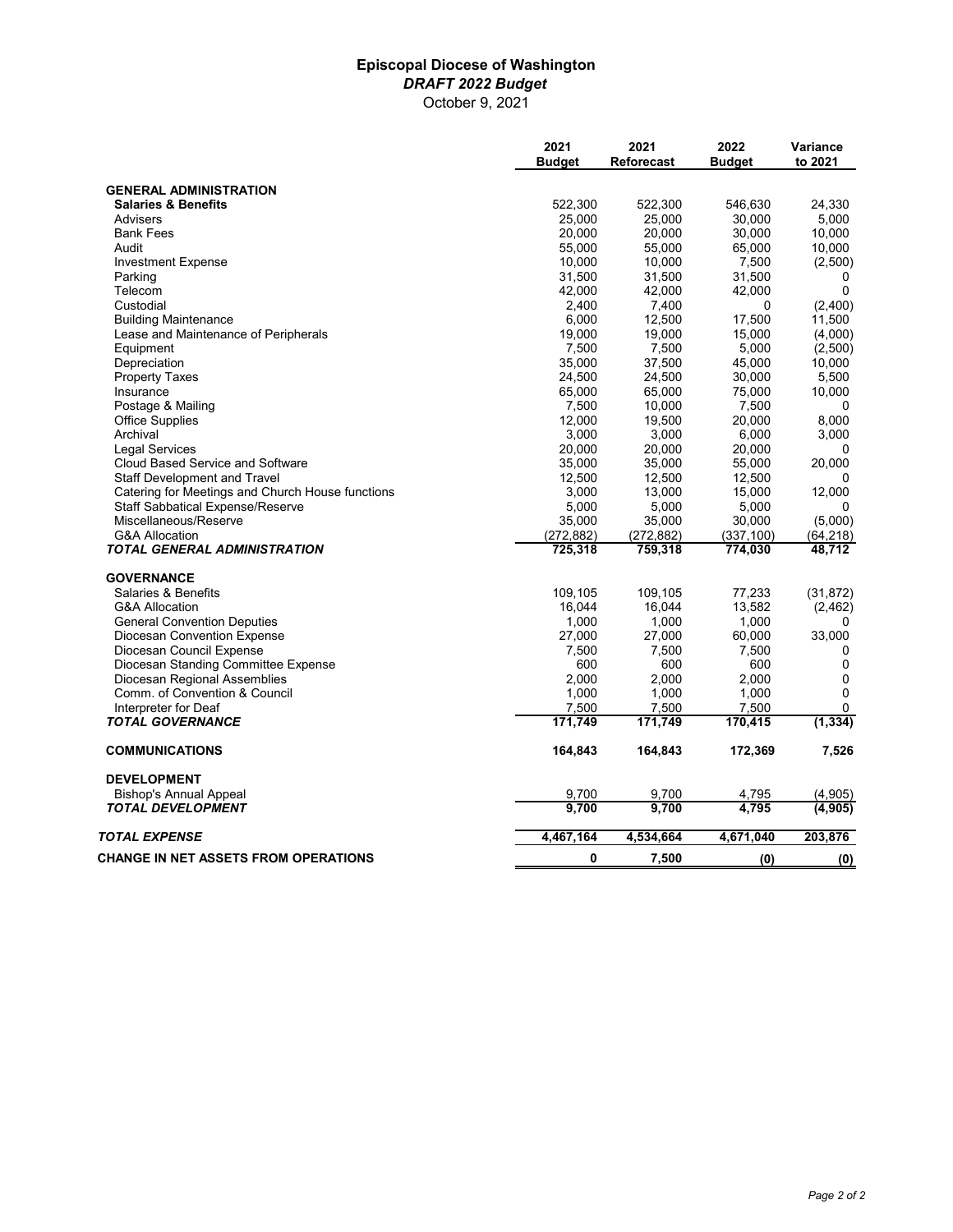# Episcopal Diocese of Washington

## *DRAFT 2022 Budget*

October 9, 2021

| | 2021 Budget | 2021 Reforecast | 2022 Budget | Variance to 2021 |
|---|---|---|---|---|
| **GENERAL ADMINISTRATION** | | | | |
| **Salaries & Benefits** | 522,300 | 522,300 | 546,630 | 24,330 |
| Advisers | 25,000 | 25,000 | 30,000 | 5,000 |
| Bank Fees | 20,000 | 20,000 | 30,000 | 10,000 |
| Audit | 55,000 | 55,000 | 65,000 | 10,000 |
| Investment Expense | 10,000 | 10,000 | 7,500 | (2,500) |
| Parking | 31,500 | 31,500 | 31,500 | 0 |
| Telecom | 42,000 | 42,000 | 42,000 | 0 |
| Custodial | 2,400 | 7,400 | 0 | (2,400) |
| Building Maintenance | 6,000 | 12,500 | 17,500 | 11,500 |
| Lease and Maintenance of Peripherals | 19,000 | 19,000 | 15,000 | (4,000) |
| Equipment | 7,500 | 7,500 | 5,000 | (2,500) |
| Depreciation | 35,000 | 37,500 | 45,000 | 10,000 |
| Property Taxes | 24,500 | 24,500 | 30,000 | 5,500 |
| Insurance | 65,000 | 65,000 | 75,000 | 10,000 |
| Postage & Mailing | 7,500 | 10,000 | 7,500 | 0 |
| Office Supplies | 12,000 | 19,500 | 20,000 | 8,000 |
| Archival | 3,000 | 3,000 | 6,000 | 3,000 |
| Legal Services | 20,000 | 20,000 | 20,000 | 0 |
| Cloud Based Service and Software | 35,000 | 35,000 | 55,000 | 20,000 |
| Staff Development and Travel | 12,500 | 12,500 | 12,500 | 0 |
| Catering for Meetings and Church House functions | 3,000 | 13,000 | 15,000 | 12,000 |
| Staff Sabbatical Expense/Reserve | 5,000 | 5,000 | 5,000 | 0 |
| Miscellaneous/Reserve | 35,000 | 35,000 | 30,000 | (5,000) |
| G&A Allocation | (272,882) | (272,882) | (337,100) | (64,218) |
| ***TOTAL GENERAL ADMINISTRATION*** | **725,318** | **759,318** | **774,030** | **48,712** |
| **GOVERNANCE** | | | | |
| Salaries & Benefits | 109,105 | 109,105 | 77,233 | (31,872) |
| G&A Allocation | 16,044 | 16,044 | 13,582 | (2,462) |
| General Convention Deputies | 1,000 | 1,000 | 1,000 | 0 |
| Diocesan Convention Expense | 27,000 | 27,000 | 60,000 | 33,000 |
| Diocesan Council Expense | 7,500 | 7,500 | 7,500 | 0 |
| Diocesan Standing Committee Expense | 600 | 600 | 600 | 0 |
| Diocesan Regional Assemblies | 2,000 | 2,000 | 2,000 | 0 |
| Comm. of Convention & Council | 1,000 | 1,000 | 1,000 | 0 |
| Interpreter for Deaf | 7,500 | 7,500 | 7,500 | 0 |
| ***TOTAL GOVERNANCE*** | **171,749** | **171,749** | **170,415** | **(1,334)** |
| **COMMUNICATIONS** | **164,843** | **164,843** | **172,369** | **7,526** |
| **DEVELOPMENT** | | | | |
| Bishop's Annual Appeal | 9,700 | 9,700 | 4,795 | (4,905) |
| ***TOTAL DEVELOPMENT*** | **9,700** | **9,700** | **4,795** | **(4,905)** |
| ***TOTAL EXPENSE*** | **4,467,164** | **4,534,664** | **4,671,040** | **203,876** |
| **CHANGE IN NET ASSETS FROM OPERATIONS** | **0** | **7,500** | **(0)** | **(0)** |